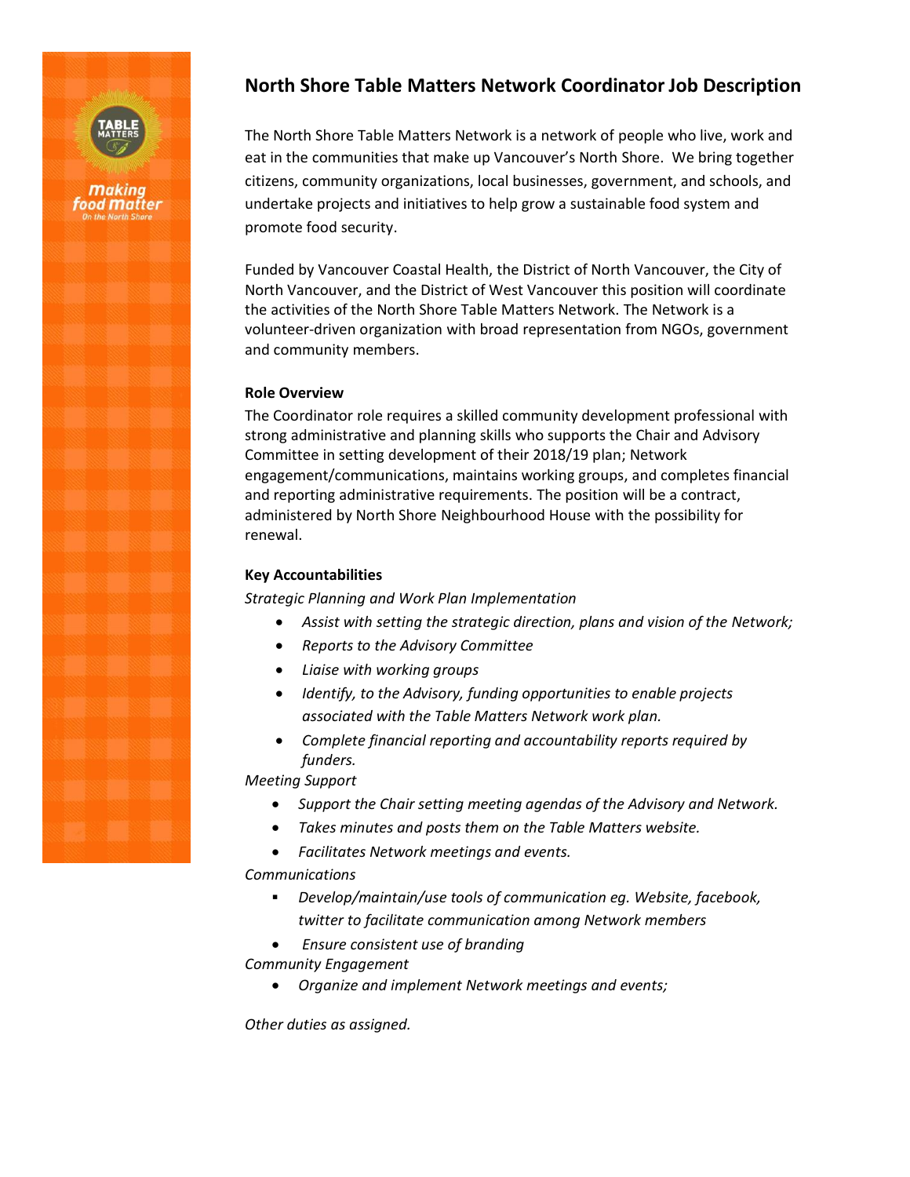# North Shore Table Matters Network Coordinator Job Description

The North Shore Table Matters Network is a network of people who live, work and eat in the communities that make up Vancouver's North Shore. We bring together citizens, community organizations, local businesses, government, and schools, and undertake projects and initiatives to help grow a sustainable food system and promote food security.

Funded by Vancouver Coastal Health, the District of North Vancouver, the City of North Vancouver, and the District of West Vancouver this position will coordinate the activities of the North Shore Table Matters Network. The Network is a volunteer-driven organization with broad representation from NGOs, government and community members.

**Role Overview**

The Coordinator role requires a skilled community development professional with strong administrative and planning skills who supports the Chair and Advisory Committee in setting development of their 2018/19 plan; Network engagement/communications, maintains working groups, and completes financial and reporting administrative requirements. The position will be a contract, administered by North Shore Neighbourhood House with the possibility for renewal.

**Key Accountabilities**

*Strategic Planning and Work Plan Implementation*

- *Assist with setting the strategic direction, plans and vision of the Network;*
- *Reports to the Advisory Committee*
- *Liaise with working groups*
- *Identify, to the Advisory, funding opportunities to enable projects associated with the Table Matters Network work plan.*
- *Complete financial reporting and accountability reports required by funders.*

*Meeting Support*

- *Support the Chair setting meeting agendas of the Advisory and Network.*
- *Takes minutes and posts them on the Table Matters website.*
- *Facilitates Network meetings and events.*

*Communications*

- *Develop/maintain/use tools of communication eg. Website, facebook, twitter to facilitate communication among Network members*
- *Ensure consistent use of branding*

*Community Engagement*

- *Organize and implement Network meetings and events;*

*Other duties as assigned.*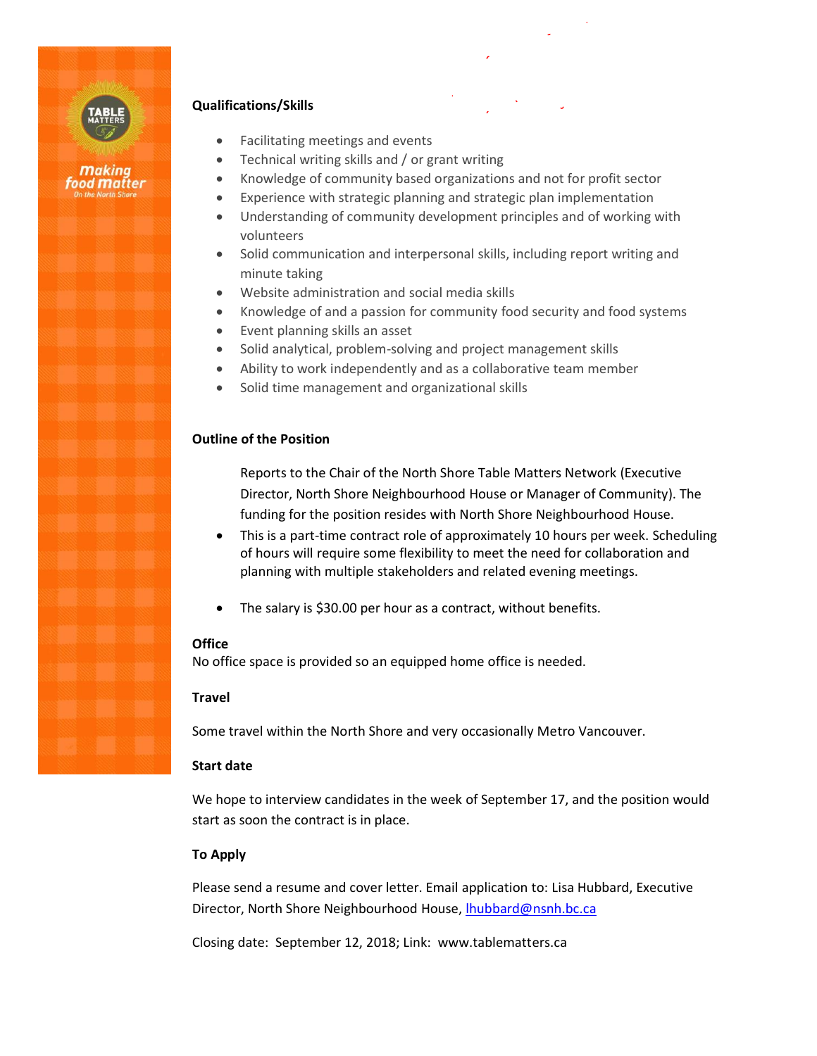**Qualifications/Skills**

- Facilitating meetings and events
- Technical writing skills and / or grant writing
- Knowledge of community based organizations and not for profit sector
- Experience with strategic planning and strategic plan implementation
- Understanding of community development principles and of working with volunteers
- Solid communication and interpersonal skills, including report writing and minute taking
- Website administration and social media skills
- Knowledge of and a passion for community food security and food systems
- Event planning skills an asset
- Solid analytical, problem-solving and project management skills
- Ability to work independently and as a collaborative team member
- Solid time management and organizational skills

**Outline of the Position**

Reports to the Chair of the North Shore Table Matters Network (Executive Director, North Shore Neighbourhood House or Manager of Community). The funding for the position resides with North Shore Neighbourhood House.

- This is a part-time contract role of approximately 10 hours per week. Scheduling of hours will require some flexibility to meet the need for collaboration and planning with multiple stakeholders and related evening meetings.
- The salary is $30.00 per hour as a contract, without benefits.

**Office**

No office space is provided so an equipped home office is needed.

**Travel**

Some travel within the North Shore and very occasionally Metro Vancouver.

**Start date**

We hope to interview candidates in the week of September 17, and the position would start as soon the contract is in place.

**To Apply**

Please send a resume and cover letter. Email application to: Lisa Hubbard, Executive Director, North Shore Neighbourhood House, lhubbard@nsnh.bc.ca

Closing date: September 12, 2018; Link: www.tablematters.ca